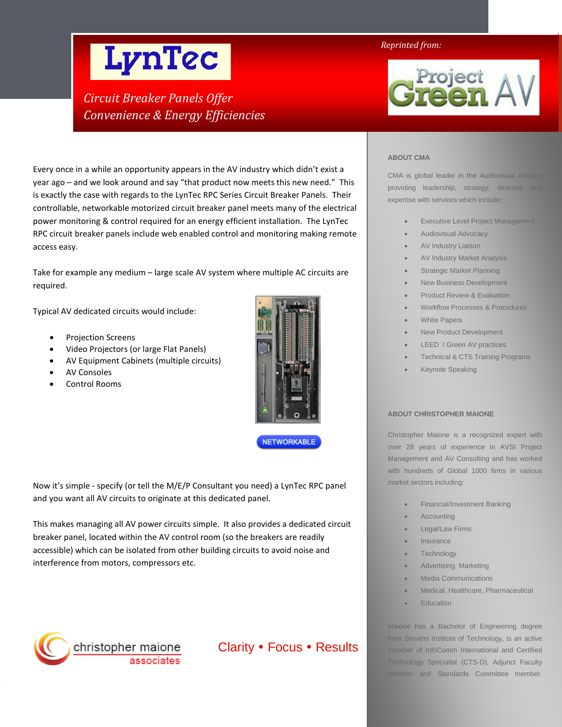# LynTec

*Circuit Breaker Panels Offer Convenience & Energy Efficiencies*

*Reprinted from:* Project Green AV

Every once in a while an opportunity appears in the AV industry which didn't exist a year ago – and we look around and say "that product now meets this new need." This is exactly the case with regards to the LynTec RPC Series Circuit Breaker Panels. Their controllable, networkable motorized circuit breaker panel meets many of the electrical power monitoring & control required for an energy efficient installation. The LynTec RPC circuit breaker panels include web enabled control and monitoring making remote access easy.

Take for example any medium – large scale AV system where multiple AC circuits are required.

Typical AV dedicated circuits would include:

- Projection Screens
- Video Projectors (or large Flat Panels)
- AV Equipment Cabinets (multiple circuits)
- AV Consoles
- Control Rooms

NETWORKABLE

Now it's simple - specify (or tell the M/E/P Consultant you need) a LynTec RPC panel and you want all AV circuits to originate at this dedicated panel.

This makes managing all AV power circuits simple. It also provides a dedicated circuit breaker panel, located within the AV control room (so the breakers are readily accessible) which can be isolated from other building circuits to avoid noise and interference from motors, compressors etc.

christopher maione associates

Clarity • Focus • Results

## ABOUT CMA

CMA is global leader in the Audiovisual industry providing leadership, strategy, direction and expertise with services which include:

- Executive Level Project Management
- Audiovisual Advocacy
- AV Industry Liaison
- AV Industry Market Analysis
- Strategic Market Planning
- New Business Development
- Product Review & Evaluation
- Workflow Processes & Procedures
- White Papers
- New Product Development
- LEED / Green AV practices
- Technical & CTS Training Programs
- Keynote Speaking

## ABOUT CHRISTOPHER MAIONE

Christopher Maione is a recognized expert with over 28 years of experience in AVSI Project Management and AV Consulting and has worked with hundreds of Global 1000 firms in various market sectors including:

- Financial/Investment Banking
- Accounting
- Legal/Law Firms
- Insurance
- Technology
- Advertising, Marketing
- Media Communications
- Medical, Healthcare, Pharmaceutical
- Education

Maione has a Bachelor of Engineering degree from Stevens Institute of Technology, is an active member of InfoComm International and Certified Technology Specialist (CTS-D), Adjunct Faculty Member and Standards Committee member.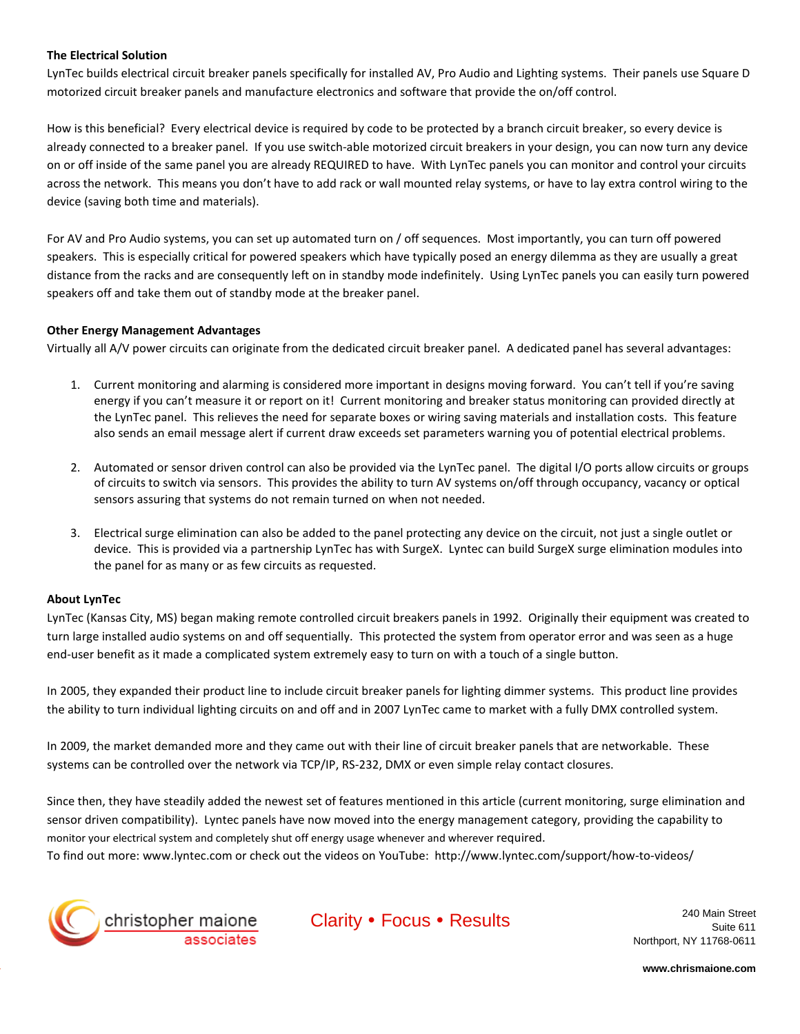**The Electrical Solution**

LynTec builds electrical circuit breaker panels specifically for installed AV, Pro Audio and Lighting systems. Their panels use Square D motorized circuit breaker panels and manufacture electronics and software that provide the on/off control.

How is this beneficial? Every electrical device is required by code to be protected by a branch circuit breaker, so every device is already connected to a breaker panel. If you use switch-able motorized circuit breakers in your design, you can now turn any device on or off inside of the same panel you are already REQUIRED to have. With LynTec panels you can monitor and control your circuits across the network. This means you don't have to add rack or wall mounted relay systems, or have to lay extra control wiring to the device (saving both time and materials).

For AV and Pro Audio systems, you can set up automated turn on / off sequences. Most importantly, you can turn off powered speakers. This is especially critical for powered speakers which have typically posed an energy dilemma as they are usually a great distance from the racks and are consequently left on in standby mode indefinitely. Using LynTec panels you can easily turn powered speakers off and take them out of standby mode at the breaker panel.

**Other Energy Management Advantages**

Virtually all A/V power circuits can originate from the dedicated circuit breaker panel. A dedicated panel has several advantages:

1. Current monitoring and alarming is considered more important in designs moving forward. You can't tell if you're saving energy if you can't measure it or report on it! Current monitoring and breaker status monitoring can provided directly at the LynTec panel. This relieves the need for separate boxes or wiring saving materials and installation costs. This feature also sends an email message alert if current draw exceeds set parameters warning you of potential electrical problems.

2. Automated or sensor driven control can also be provided via the LynTec panel. The digital I/O ports allow circuits or groups of circuits to switch via sensors. This provides the ability to turn AV systems on/off through occupancy, vacancy or optical sensors assuring that systems do not remain turned on when not needed.

3. Electrical surge elimination can also be added to the panel protecting any device on the circuit, not just a single outlet or device. This is provided via a partnership LynTec has with SurgeX. Lyntec can build SurgeX surge elimination modules into the panel for as many or as few circuits as requested.

**About LynTec**

LynTec (Kansas City, MS) began making remote controlled circuit breakers panels in 1992. Originally their equipment was created to turn large installed audio systems on and off sequentially. This protected the system from operator error and was seen as a huge end-user benefit as it made a complicated system extremely easy to turn on with a touch of a single button.

In 2005, they expanded their product line to include circuit breaker panels for lighting dimmer systems. This product line provides the ability to turn individual lighting circuits on and off and in 2007 LynTec came to market with a fully DMX controlled system.

In 2009, the market demanded more and they came out with their line of circuit breaker panels that are networkable. These systems can be controlled over the network via TCP/IP, RS-232, DMX or even simple relay contact closures.

Since then, they have steadily added the newest set of features mentioned in this article (current monitoring, surge elimination and sensor driven compatibility). Lyntec panels have now moved into the energy management category, providing the capability to monitor your electrical system and completely shut off energy usage whenever and wherever required.

To find out more: www.lyntec.com or check out the videos on YouTube: http://www.lyntec.com/support/how-to-videos/

christopher maione associates

Clarity • Focus • Results

240 Main Street
Suite 611
Northport, NY 11768-0611

www.chrismaione.com